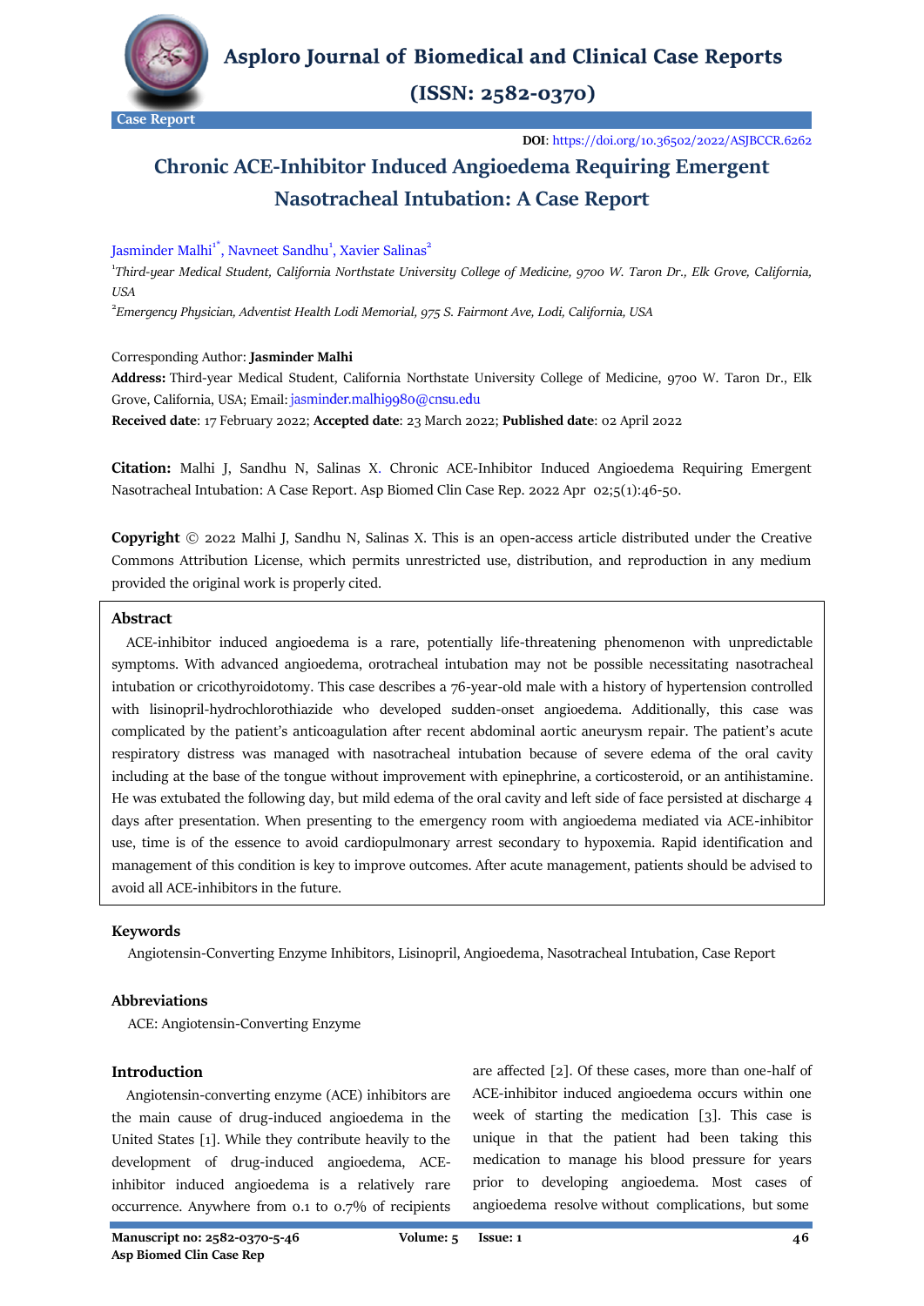Case Report

**DOI**: https://doi.org/10.36502/2022/ASJBCCR.6262

# Chronic ACE-Inhibitor Induced Angioedema Requiring Emergent Nasotracheal Intubation: A Case Report

Jasminder Malhi[1*], Navneet Sandhu[1], Xavier Salinas[2]

[1]*Third-year Medical Student, California Northstate University College of Medicine, 9700 W. Taron Dr., Elk Grove, California, USA*

[2]*Emergency Physician, Adventist Health Lodi Memorial, 975 S. Fairmont Ave, Lodi, California, USA*

Corresponding Author: **Jasminder Malhi**

**Address:** Third-year Medical Student, California Northstate University College of Medicine, 9700 W. Taron Dr., Elk Grove, California, USA; Email: jasminder.malhi9980@cnsu.edu

**Received date**: 17 February 2022; **Accepted date**: 23 March 2022; **Published date**: 02 April 2022

**Citation:** Malhi J, Sandhu N, Salinas X. Chronic ACE-Inhibitor Induced Angioedema Requiring Emergent Nasotracheal Intubation: A Case Report. Asp Biomed Clin Case Rep. 2022 Apr 02;5(1):46-50.

**Copyright** © 2022 Malhi J, Sandhu N, Salinas X. This is an open-access article distributed under the Creative Commons Attribution License, which permits unrestricted use, distribution, and reproduction in any medium provided the original work is properly cited.

## Abstract

ACE-inhibitor induced angioedema is a rare, potentially life-threatening phenomenon with unpredictable symptoms. With advanced angioedema, orotracheal intubation may not be possible necessitating nasotracheal intubation or cricothyroidotomy. This case describes a 76-year-old male with a history of hypertension controlled with lisinopril-hydrochlorothiazide who developed sudden-onset angioedema. Additionally, this case was complicated by the patient's anticoagulation after recent abdominal aortic aneurysm repair. The patient's acute respiratory distress was managed with nasotracheal intubation because of severe edema of the oral cavity including at the base of the tongue without improvement with epinephrine, a corticosteroid, or an antihistamine. He was extubated the following day, but mild edema of the oral cavity and left side of face persisted at discharge 4 days after presentation. When presenting to the emergency room with angioedema mediated via ACE-inhibitor use, time is of the essence to avoid cardiopulmonary arrest secondary to hypoxemia. Rapid identification and management of this condition is key to improve outcomes. After acute management, patients should be advised to avoid all ACE-inhibitors in the future.

## Keywords

Angiotensin-Converting Enzyme Inhibitors, Lisinopril, Angioedema, Nasotracheal Intubation, Case Report

## Abbreviations

ACE: Angiotensin-Converting Enzyme

## Introduction

Angiotensin-converting enzyme (ACE) inhibitors are the main cause of drug-induced angioedema in the United States [1]. While they contribute heavily to the development of drug-induced angioedema, ACE-inhibitor induced angioedema is a relatively rare occurrence. Anywhere from 0.1 to 0.7% of recipients are affected [2]. Of these cases, more than one-half of ACE-inhibitor induced angioedema occurs within one week of starting the medication [3]. This case is unique in that the patient had been taking this medication to manage his blood pressure for years prior to developing angioedema. Most cases of angioedema resolve without complications, but some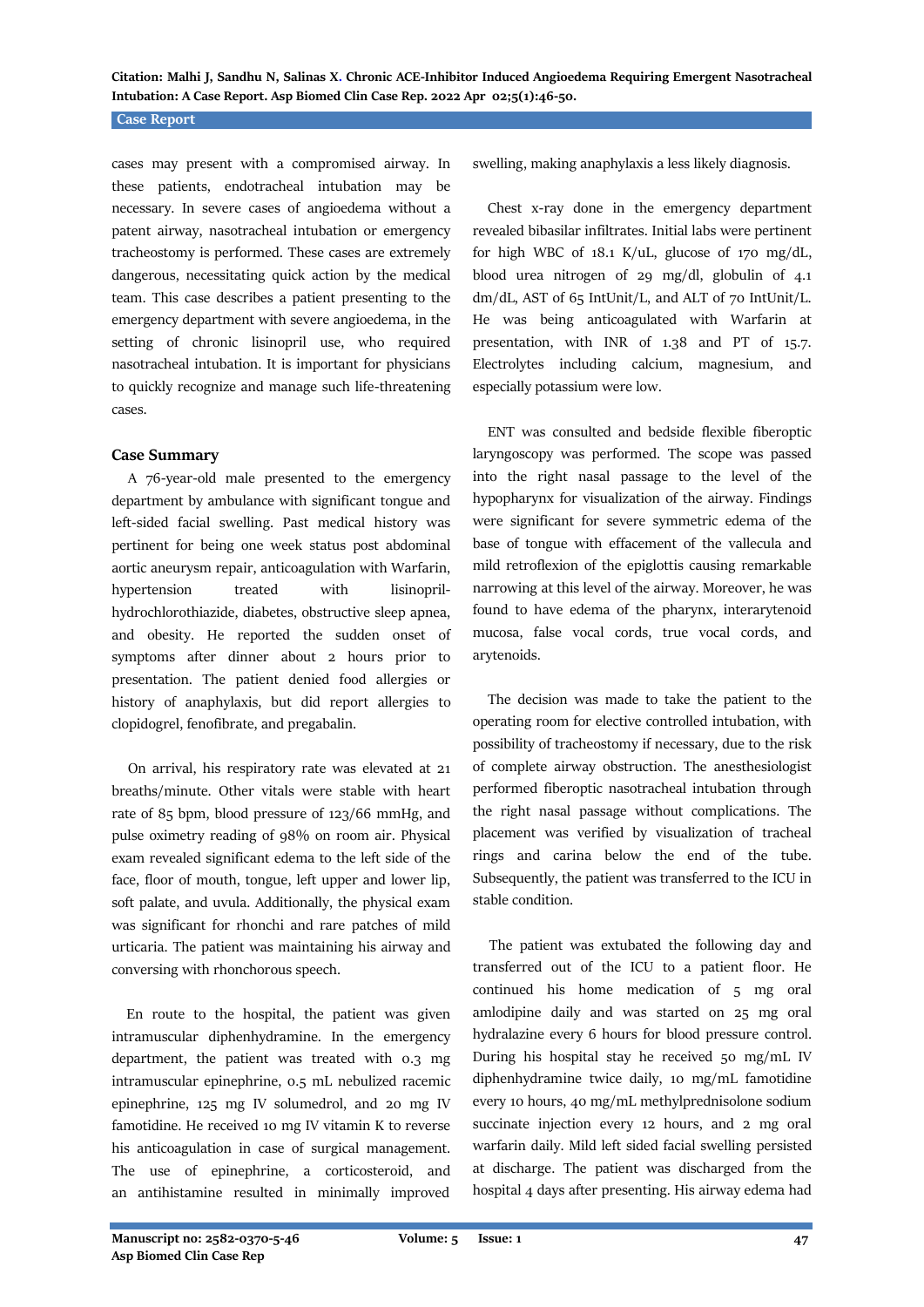cases may present with a compromised airway. In these patients, endotracheal intubation may be necessary. In severe cases of angioedema without a patent airway, nasotracheal intubation or emergency tracheostomy is performed. These cases are extremely dangerous, necessitating quick action by the medical team. This case describes a patient presenting to the emergency department with severe angioedema, in the setting of chronic lisinopril use, who required nasotracheal intubation. It is important for physicians to quickly recognize and manage such life-threatening cases.

## Case Summary

A 76-year-old male presented to the emergency department by ambulance with significant tongue and left-sided facial swelling. Past medical history was pertinent for being one week status post abdominal aortic aneurysm repair, anticoagulation with Warfarin, hypertension treated with lisinopril-hydrochlorothiazide, diabetes, obstructive sleep apnea, and obesity. He reported the sudden onset of symptoms after dinner about 2 hours prior to presentation. The patient denied food allergies or history of anaphylaxis, but did report allergies to clopidogrel, fenofibrate, and pregabalin.

On arrival, his respiratory rate was elevated at 21 breaths/minute. Other vitals were stable with heart rate of 85 bpm, blood pressure of 123/66 mmHg, and pulse oximetry reading of 98% on room air. Physical exam revealed significant edema to the left side of the face, floor of mouth, tongue, left upper and lower lip, soft palate, and uvula. Additionally, the physical exam was significant for rhonchi and rare patches of mild urticaria. The patient was maintaining his airway and conversing with rhonchorous speech.

En route to the hospital, the patient was given intramuscular diphenhydramine. In the emergency department, the patient was treated with 0.3 mg intramuscular epinephrine, 0.5 mL nebulized racemic epinephrine, 125 mg IV solumedrol, and 20 mg IV famotidine. He received 10 mg IV vitamin K to reverse his anticoagulation in case of surgical management. The use of epinephrine, a corticosteroid, and an antihistamine resulted in minimally improved swelling, making anaphylaxis a less likely diagnosis.

Chest x-ray done in the emergency department revealed bibasilar infiltrates. Initial labs were pertinent for high WBC of 18.1 K/uL, glucose of 170 mg/dL, blood urea nitrogen of 29 mg/dl, globulin of 4.1 dm/dL, AST of 65 IntUnit/L, and ALT of 70 IntUnit/L. He was being anticoagulated with Warfarin at presentation, with INR of 1.38 and PT of 15.7. Electrolytes including calcium, magnesium, and especially potassium were low.

ENT was consulted and bedside flexible fiberoptic laryngoscopy was performed. The scope was passed into the right nasal passage to the level of the hypopharynx for visualization of the airway. Findings were significant for severe symmetric edema of the base of tongue with effacement of the vallecula and mild retroflexion of the epiglottis causing remarkable narrowing at this level of the airway. Moreover, he was found to have edema of the pharynx, interarytenoid mucosa, false vocal cords, true vocal cords, and arytenoids.

The decision was made to take the patient to the operating room for elective controlled intubation, with possibility of tracheostomy if necessary, due to the risk of complete airway obstruction. The anesthesiologist performed fiberoptic nasotracheal intubation through the right nasal passage without complications. The placement was verified by visualization of tracheal rings and carina below the end of the tube. Subsequently, the patient was transferred to the ICU in stable condition.

The patient was extubated the following day and transferred out of the ICU to a patient floor. He continued his home medication of 5 mg oral amlodipine daily and was started on 25 mg oral hydralazine every 6 hours for blood pressure control. During his hospital stay he received 50 mg/mL IV diphenhydramine twice daily, 10 mg/mL famotidine every 10 hours, 40 mg/mL methylprednisolone sodium succinate injection every 12 hours, and 2 mg oral warfarin daily. Mild left sided facial swelling persisted at discharge. The patient was discharged from the hospital 4 days after presenting. His airway edema had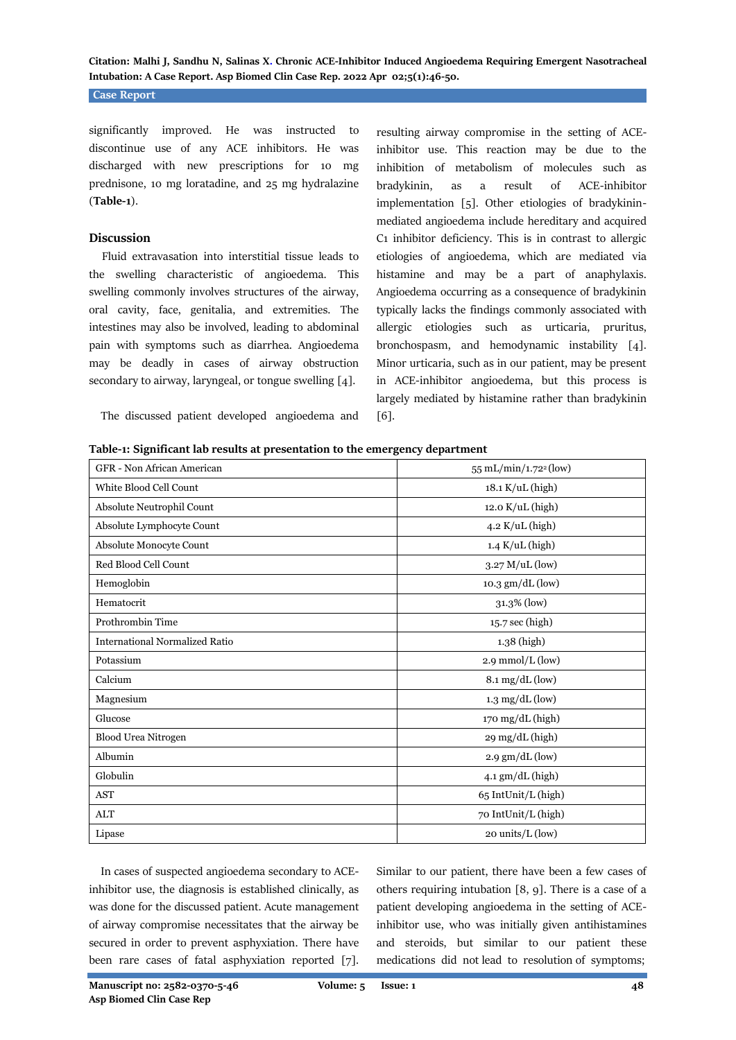significantly improved. He was instructed to discontinue use of any ACE inhibitors. He was discharged with new prescriptions for 10 mg prednisone, 10 mg loratadine, and 25 mg hydralazine (**Table-1**).

## Discussion

Fluid extravasation into interstitial tissue leads to the swelling characteristic of angioedema. This swelling commonly involves structures of the airway, oral cavity, face, genitalia, and extremities. The intestines may also be involved, leading to abdominal pain with symptoms such as diarrhea. Angioedema may be deadly in cases of airway obstruction secondary to airway, laryngeal, or tongue swelling [4].

The discussed patient developed angioedema and resulting airway compromise in the setting of ACE-inhibitor use. This reaction may be due to the inhibition of metabolism of molecules such as bradykinin, as a result of ACE-inhibitor implementation [5]. Other etiologies of bradykinin-mediated angioedema include hereditary and acquired C1 inhibitor deficiency. This is in contrast to allergic etiologies of angioedema, which are mediated via histamine and may be a part of anaphylaxis. Angioedema occurring as a consequence of bradykinin typically lacks the findings commonly associated with allergic etiologies such as urticaria, pruritus, bronchospasm, and hemodynamic instability [4]. Minor urticaria, such as in our patient, may be present in ACE-inhibitor angioedema, but this process is largely mediated by histamine rather than bradykinin [6].

**Table-1: Significant lab results at presentation to the emergency department**

| | |
|---|---|
| GFR - Non African American | 55 mL/min/1.72$^2$ (low) |
| White Blood Cell Count | 18.1 K/uL (high) |
| Absolute Neutrophil Count | 12.0 K/uL (high) |
| Absolute Lymphocyte Count | 4.2 K/uL (high) |
| Absolute Monocyte Count | 1.4 K/uL (high) |
| Red Blood Cell Count | 3.27 M/uL (low) |
| Hemoglobin | 10.3 gm/dL (low) |
| Hematocrit | 31.3% (low) |
| Prothrombin Time | 15.7 sec (high) |
| International Normalized Ratio | 1.38 (high) |
| Potassium | 2.9 mmol/L (low) |
| Calcium | 8.1 mg/dL (low) |
| Magnesium | 1.3 mg/dL (low) |
| Glucose | 170 mg/dL (high) |
| Blood Urea Nitrogen | 29 mg/dL (high) |
| Albumin | 2.9 gm/dL (low) |
| Globulin | 4.1 gm/dL (high) |
| AST | 65 IntUnit/L (high) |
| ALT | 70 IntUnit/L (high) |
| Lipase | 20 units/L (low) |

In cases of suspected angioedema secondary to ACE-inhibitor use, the diagnosis is established clinically, as was done for the discussed patient. Acute management of airway compromise necessitates that the airway be secured in order to prevent asphyxiation. There have been rare cases of fatal asphyxiation reported [7]. Similar to our patient, there have been a few cases of others requiring intubation [8, 9]. There is a case of a patient developing angioedema in the setting of ACE-inhibitor use, who was initially given antihistamines and steroids, but similar to our patient these medications did not lead to resolution of symptoms;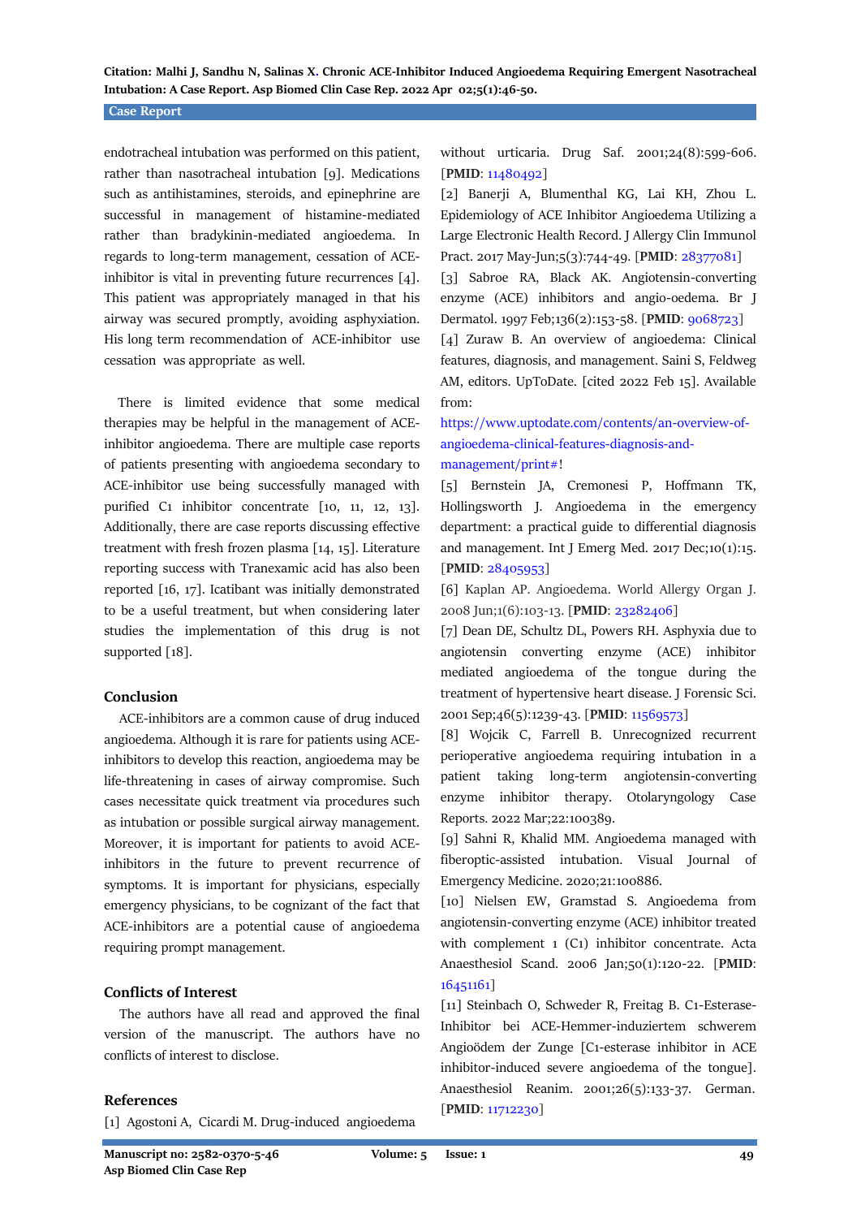endotracheal intubation was performed on this patient, rather than nasotracheal intubation [9]. Medications such as antihistamines, steroids, and epinephrine are successful in management of histamine-mediated rather than bradykinin-mediated angioedema. In regards to long-term management, cessation of ACE-inhibitor is vital in preventing future recurrences [4]. This patient was appropriately managed in that his airway was secured promptly, avoiding asphyxiation. His long term recommendation of ACE-inhibitor use cessation was appropriate as well.

There is limited evidence that some medical therapies may be helpful in the management of ACE-inhibitor angioedema. There are multiple case reports of patients presenting with angioedema secondary to ACE-inhibitor use being successfully managed with purified C1 inhibitor concentrate [10, 11, 12, 13]. Additionally, there are case reports discussing effective treatment with fresh frozen plasma [14, 15]. Literature reporting success with Tranexamic acid has also been reported [16, 17]. Icatibant was initially demonstrated to be a useful treatment, but when considering later studies the implementation of this drug is not supported [18].

## Conclusion

ACE-inhibitors are a common cause of drug induced angioedema. Although it is rare for patients using ACE-inhibitors to develop this reaction, angioedema may be life-threatening in cases of airway compromise. Such cases necessitate quick treatment via procedures such as intubation or possible surgical airway management. Moreover, it is important for patients to avoid ACE-inhibitors in the future to prevent recurrence of symptoms. It is important for physicians, especially emergency physicians, to be cognizant of the fact that ACE-inhibitors are a potential cause of angioedema requiring prompt management.

## Conflicts of Interest

The authors have all read and approved the final version of the manuscript. The authors have no conflicts of interest to disclose.

## References

[1] Agostoni A, Cicardi M. Drug-induced angioedema without urticaria. Drug Saf. 2001;24(8):599-606. [**PMID**: 11480492]

[2] Banerji A, Blumenthal KG, Lai KH, Zhou L. Epidemiology of ACE Inhibitor Angioedema Utilizing a Large Electronic Health Record. J Allergy Clin Immunol Pract. 2017 May-Jun;5(3):744-49. [**PMID**: 28377081]

[3] Sabroe RA, Black AK. Angiotensin-converting enzyme (ACE) inhibitors and angio-oedema. Br J Dermatol. 1997 Feb;136(2):153-58. [**PMID**: 9068723]

[4] Zuraw B. An overview of angioedema: Clinical features, diagnosis, and management. Saini S, Feldweg AM, editors. UpToDate. [cited 2022 Feb 15]. Available from: https://www.uptodate.com/contents/an-overview-of-angioedema-clinical-features-diagnosis-and-management/print#!

[5] Bernstein JA, Cremonesi P, Hoffmann TK, Hollingsworth J. Angioedema in the emergency department: a practical guide to differential diagnosis and management. Int J Emerg Med. 2017 Dec;10(1):15. [**PMID**: 28405953]

[6] Kaplan AP. Angioedema. World Allergy Organ J. 2008 Jun;1(6):103-13. [**PMID**: 23282406]

[7] Dean DE, Schultz DL, Powers RH. Asphyxia due to angiotensin converting enzyme (ACE) inhibitor mediated angioedema of the tongue during the treatment of hypertensive heart disease. J Forensic Sci. 2001 Sep;46(5):1239-43. [**PMID**: 11569573]

[8] Wojcik C, Farrell B. Unrecognized recurrent perioperative angioedema requiring intubation in a patient taking long-term angiotensin-converting enzyme inhibitor therapy. Otolaryngology Case Reports. 2022 Mar;22:100389.

[9] Sahni R, Khalid MM. Angioedema managed with fiberoptic-assisted intubation. Visual Journal of Emergency Medicine. 2020;21:100886.

[10] Nielsen EW, Gramstad S. Angioedema from angiotensin-converting enzyme (ACE) inhibitor treated with complement 1 (C1) inhibitor concentrate. Acta Anaesthesiol Scand. 2006 Jan;50(1):120-22. [**PMID**: 16451161]

[11] Steinbach O, Schweder R, Freitag B. C1-Esterase-Inhibitor bei ACE-Hemmer-induziertem schwerem Angioödem der Zunge [C1-esterase inhibitor in ACE inhibitor-induced severe angioedema of the tongue]. Anaesthesiol Reanim. 2001;26(5):133-37. German. [**PMID**: 11712230]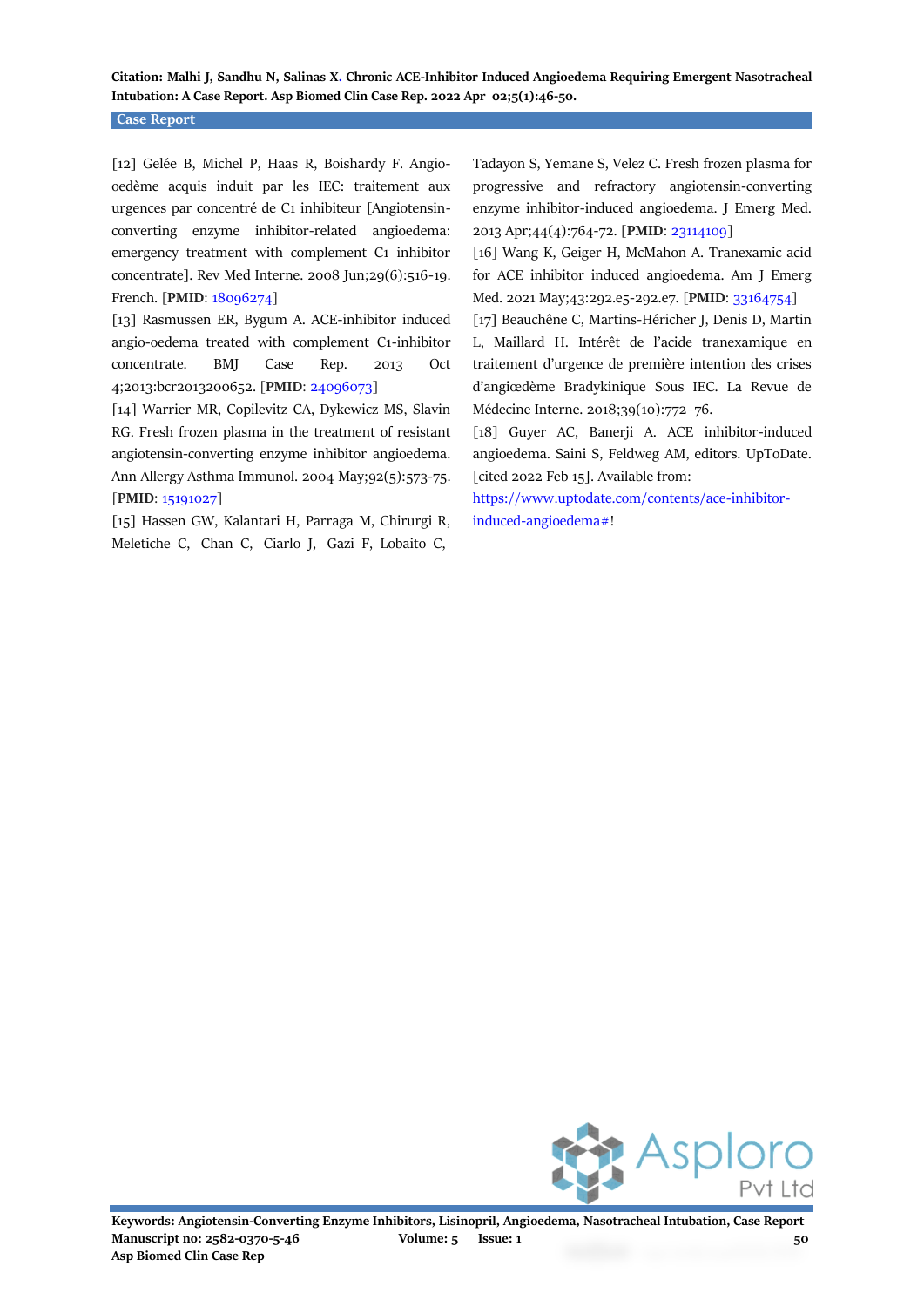[12] Gelée B, Michel P, Haas R, Boishardy F. Angio-oedème acquis induit par les IEC: traitement aux urgences par concentré de C1 inhibiteur [Angiotensin-converting enzyme inhibitor-related angioedema: emergency treatment with complement C1 inhibitor concentrate]. Rev Med Interne. 2008 Jun;29(6):516-19. French. [**PMID**: 18096274]

[13] Rasmussen ER, Bygum A. ACE-inhibitor induced angio-oedema treated with complement C1-inhibitor concentrate. BMJ Case Rep. 2013 Oct 4;2013:bcr2013200652. [**PMID**: 24096073]

[14] Warrier MR, Copilevitz CA, Dykewicz MS, Slavin RG. Fresh frozen plasma in the treatment of resistant angiotensin-converting enzyme inhibitor angioedema. Ann Allergy Asthma Immunol. 2004 May;92(5):573-75. [**PMID**: 15191027]

[15] Hassen GW, Kalantari H, Parraga M, Chirurgi R, Meletiche C, Chan C, Ciarlo J, Gazi F, Lobaito C, Tadayon S, Yemane S, Velez C. Fresh frozen plasma for progressive and refractory angiotensin-converting enzyme inhibitor-induced angioedema. J Emerg Med. 2013 Apr;44(4):764-72. [**PMID**: 23114109]

[16] Wang K, Geiger H, McMahon A. Tranexamic acid for ACE inhibitor induced angioedema. Am J Emerg Med. 2021 May;43:292.e5-292.e7. [**PMID**: 33164754]

[17] Beauchêne C, Martins-Héricher J, Denis D, Martin L, Maillard H. Intérêt de l'acide tranexamique en traitement d'urgence de première intention des crises d'angiœdème Bradykinique Sous IEC. La Revue de Médecine Interne. 2018;39(10):772–76.

[18] Guyer AC, Banerji A. ACE inhibitor-induced angioedema. Saini S, Feldweg AM, editors. UpToDate. [cited 2022 Feb 15]. Available from: https://www.uptodate.com/contents/ace-inhibitor-induced-angioedema#!

**Keywords: Angiotensin-Converting Enzyme Inhibitors, Lisinopril, Angioedema, Nasotracheal Intubation, Case Report**